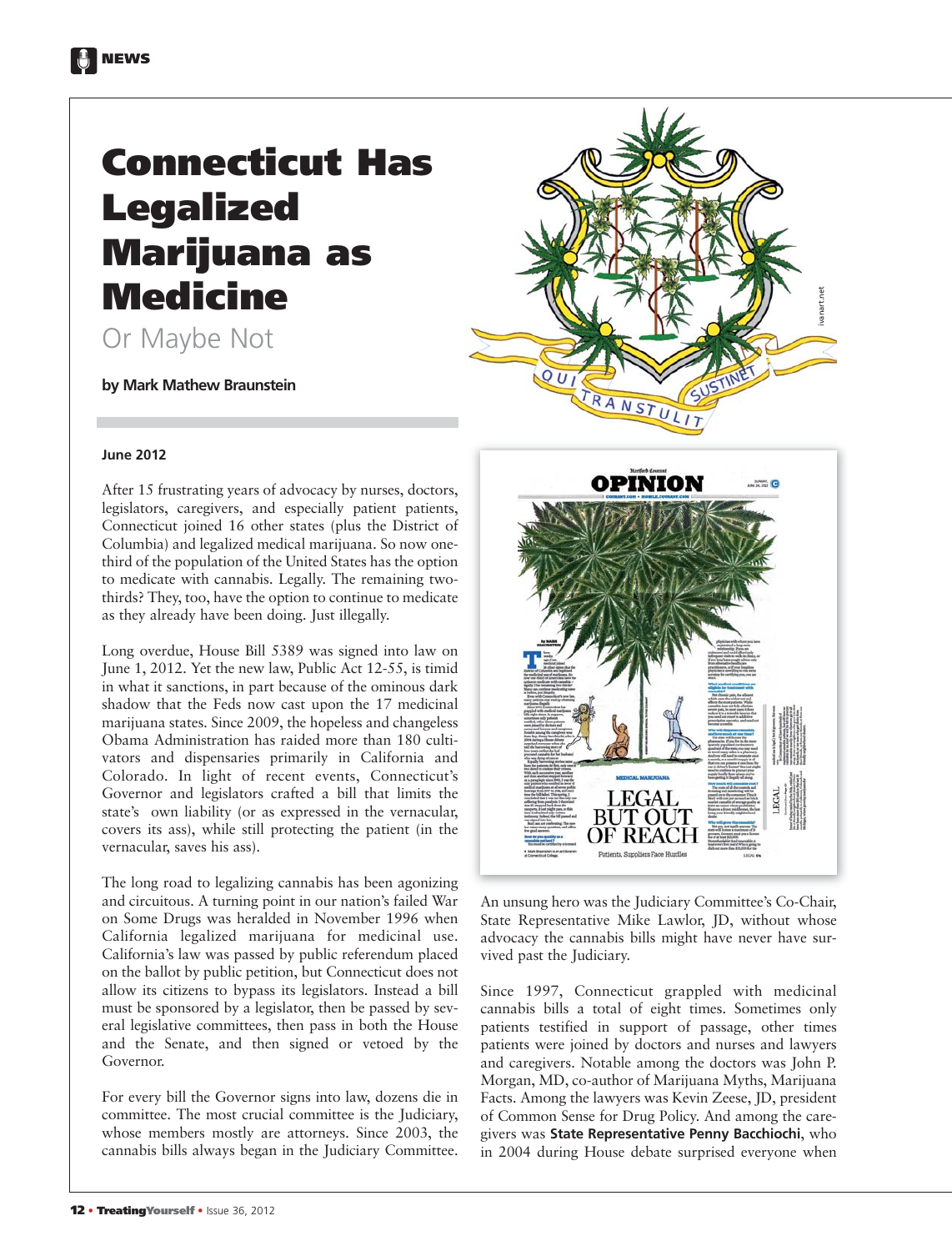# Connecticut Has Legalized Marijuana as Medicine

## Or Maybe Not

**by Mark Mathew Braunstein**

**June 2012**

After 15 frustrating years of advocacy by nurses, doctors, legislators, caregivers, and especially patient patients, Connecticut joined 16 other states (plus the District of Columbia) and legalized medical marijuana. So now one-third of the population of the United States has the option to medicate with cannabis. Legally. The remaining two-thirds? They, too, have the option to continue to medicate as they already have been doing. Just illegally.

Long overdue, House Bill 5389 was signed into law on June 1, 2012. Yet the new law, Public Act 12-55, is timid in what it sanctions, in part because of the ominous dark shadow that the Feds now cast upon the 17 medicinal marijuana states. Since 2009, the hopeless and changeless Obama Administration has raided more than 180 cultivators and dispensaries primarily in California and Colorado. In light of recent events, Connecticut's Governor and legislators crafted a bill that limits the state's own liability (or as expressed in the vernacular, covers its ass), while still protecting the patient (in the vernacular, saves his ass).

The long road to legalizing cannabis has been agonizing and circuitous. A turning point in our nation's failed War on Some Drugs was heralded in November 1996 when California legalized marijuana for medicinal use. California's law was passed by public referendum placed on the ballot by public petition, but Connecticut does not allow its citizens to bypass its legislators. Instead a bill must be sponsored by a legislator, then be passed by several legislative committees, then pass in both the House and the Senate, and then signed or vetoed by the Governor.

For every bill the Governor signs into law, dozens die in committee. The most crucial committee is the Judiciary, whose members mostly are attorneys. Since 2003, the cannabis bills always began in the Judiciary Committee. An unsung hero was the Judiciary Committee's Co-Chair, State Representative Mike Lawlor, JD, without whose advocacy the cannabis bills might have never have survived past the Judiciary.

Since 1997, Connecticut grappled with medicinal cannabis bills a total of eight times. Sometimes only patients testified in support of passage, other times patients were joined by doctors and nurses and lawyers and caregivers. Notable among the doctors was John P. Morgan, MD, co-author of Marijuana Myths, Marijuana Facts. Among the lawyers was Kevin Zeese, JD, president of Common Sense for Drug Policy. And among the caregivers was **State Representative Penny Bacchiochi**, who in 2004 during House debate surprised everyone when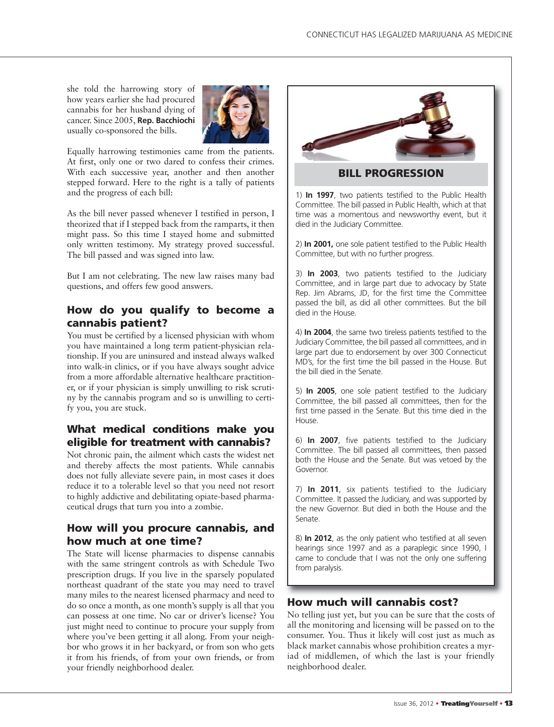she told the harrowing story of how years earlier she had procured cannabis for her husband dying of cancer. Since 2005, **Rep. Bacchiochi** usually co-sponsored the bills.

Equally harrowing testimonies came from the patients. At first, only one or two dared to confess their crimes. With each successive year, another and then another stepped forward. Here to the right is a tally of patients and the progress of each bill:

As the bill never passed whenever I testified in person, I theorized that if I stepped back from the ramparts, it then might pass. So this time I stayed home and submitted only written testimony. My strategy proved successful. The bill passed and was signed into law.

But I am not celebrating. The new law raises many bad questions, and offers few good answers.

## How do you qualify to become a cannabis patient?

You must be certified by a licensed physician with whom you have maintained a long term patient-physician relationship. If you are uninsured and instead always walked into walk-in clinics, or if you have always sought advice from a more affordable alternative healthcare practitioner, or if your physician is simply unwilling to risk scrutiny by the cannabis program and so is unwilling to certify you, you are stuck.

## What medical conditions make you eligible for treatment with cannabis?

Not chronic pain, the ailment which casts the widest net and thereby affects the most patients. While cannabis does not fully alleviate severe pain, in most cases it does reduce it to a tolerable level so that you need not resort to highly addictive and debilitating opiate-based pharmaceutical drugs that turn you into a zombie.

## How will you procure cannabis, and how much at one time?

The State will license pharmacies to dispense cannabis with the same stringent controls as with Schedule Two prescription drugs. If you live in the sparsely populated northeast quadrant of the state you may need to travel many miles to the nearest licensed pharmacy and need to do so once a month, as one month's supply is all that you can possess at one time. No car or driver's license? You just might need to continue to procure your supply from where you've been getting it all along. From your neighbor who grows it in her backyard, or from son who gets it from his friends, of from your own friends, or from your friendly neighborhood dealer.

## BILL PROGRESSION

1) **In 1997**, two patients testified to the Public Health Committee. The bill passed in Public Health, which at that time was a momentous and newsworthy event, but it died in the Judiciary Committee.

2) **In 2001,** one sole patient testified to the Public Health Committee, but with no further progress.

3) **In 2003**, two patients testified to the Judiciary Committee, and in large part due to advocacy by State Rep. Jim Abrams, JD, for the first time the Committee passed the bill, as did all other committees. But the bill died in the House.

4) **In 2004**, the same two tireless patients testified to the Judiciary Committee, the bill passed all committees, and in large part due to endorsement by over 300 Connecticut MD's, for the first time the bill passed in the House. But the bill died in the Senate.

5) **In 2005**, one sole patient testified to the Judiciary Committee, the bill passed all committees, then for the first time passed in the Senate. But this time died in the House.

6) **In 2007**, five patients testified to the Judiciary Committee. The bill passed all committees, then passed both the House and the Senate. But was vetoed by the Governor.

7) **In 2011**, six patients testified to the Judiciary Committee. It passed the Judiciary, and was supported by the new Governor. But died in both the House and the Senate.

8) **In 2012**, as the only patient who testified at all seven hearings since 1997 and as a paraplegic since 1990, I came to conclude that I was not the only one suffering from paralysis.

## How much will cannabis cost?

No telling just yet, but you can be sure that the costs of all the monitoring and licensing will be passed on to the consumer. You. Thus it likely will cost just as much as black market cannabis whose prohibition creates a myriad of middlemen, of which the last is your friendly neighborhood dealer.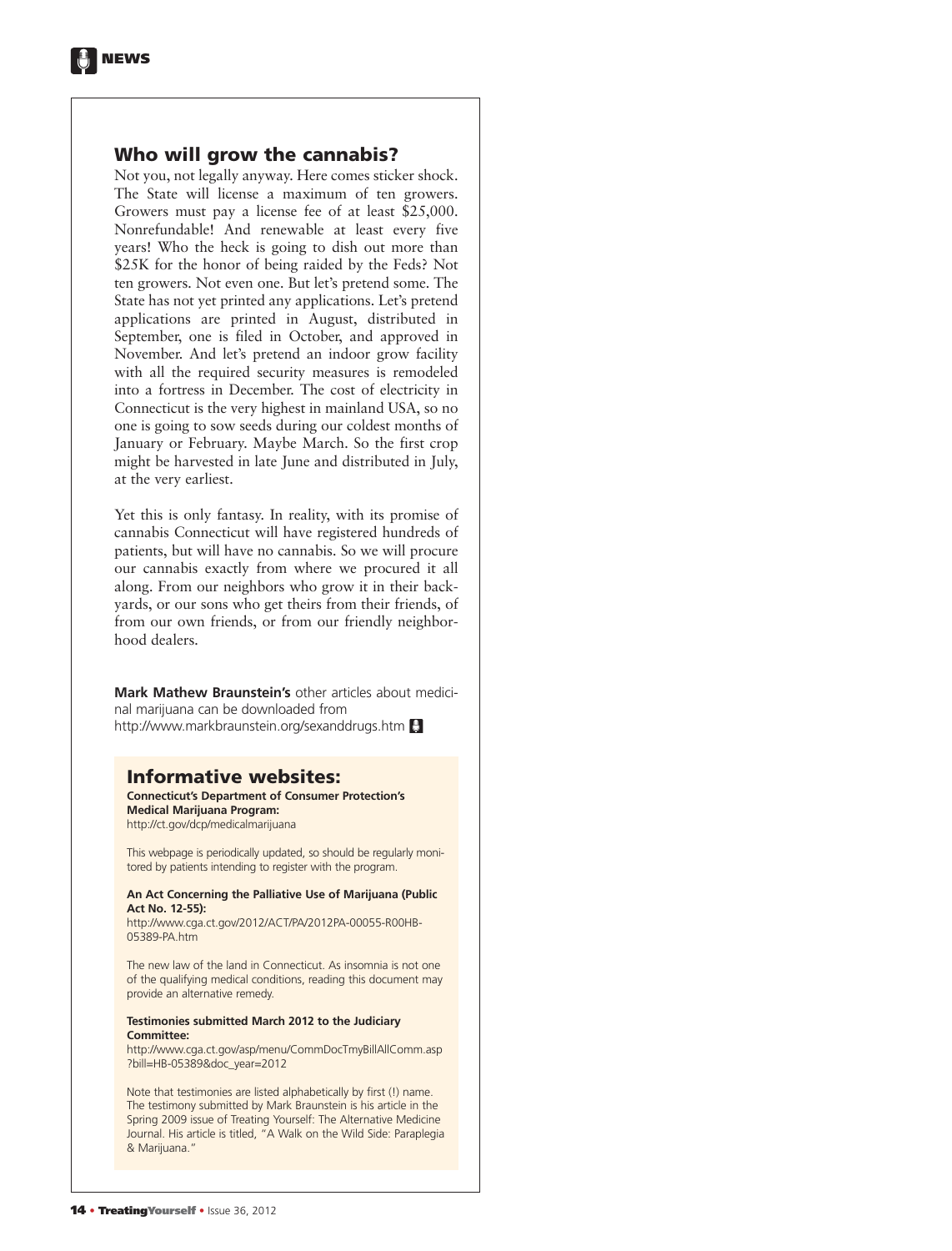## Who will grow the cannabis?

Not you, not legally anyway. Here comes sticker shock. The State will license a maximum of ten growers. Growers must pay a license fee of at least $25,000. Nonrefundable! And renewable at least every five years! Who the heck is going to dish out more than $25K for the honor of being raided by the Feds? Not ten growers. Not even one. But let's pretend some. The State has not yet printed any applications. Let's pretend applications are printed in August, distributed in September, one is filed in October, and approved in November. And let's pretend an indoor grow facility with all the required security measures is remodeled into a fortress in December. The cost of electricity in Connecticut is the very highest in mainland USA, so no one is going to sow seeds during our coldest months of January or February. Maybe March. So the first crop might be harvested in late June and distributed in July, at the very earliest.

Yet this is only fantasy. In reality, with its promise of cannabis Connecticut will have registered hundreds of patients, but will have no cannabis. So we will procure our cannabis exactly from where we procured it all along. From our neighbors who grow it in their backyards, or our sons who get theirs from their friends, of from our own friends, or from our friendly neighborhood dealers.

**Mark Mathew Braunstein's** other articles about medicinal marijuana can be downloaded from http://www.markbraunstein.org/sexanddrugs.htm

## Informative websites:

**Connecticut's Department of Consumer Protection's Medical Marijuana Program:**
http://ct.gov/dcp/medicalmarijuana

This webpage is periodically updated, so should be regularly monitored by patients intending to register with the program.

**An Act Concerning the Palliative Use of Marijuana (Public Act No. 12-55):**
http://www.cga.ct.gov/2012/ACT/PA/2012PA-00055-R00HB-05389-PA.htm

The new law of the land in Connecticut. As insomnia is not one of the qualifying medical conditions, reading this document may provide an alternative remedy.

**Testimonies submitted March 2012 to the Judiciary Committee:**
http://www.cga.ct.gov/asp/menu/CommDocTmyBillAllComm.asp?bill=HB-05389&doc_year=2012

Note that testimonies are listed alphabetically by first (!) name. The testimony submitted by Mark Braunstein is his article in the Spring 2009 issue of Treating Yourself: The Alternative Medicine Journal. His article is titled, "A Walk on the Wild Side: Paraplegia & Marijuana."